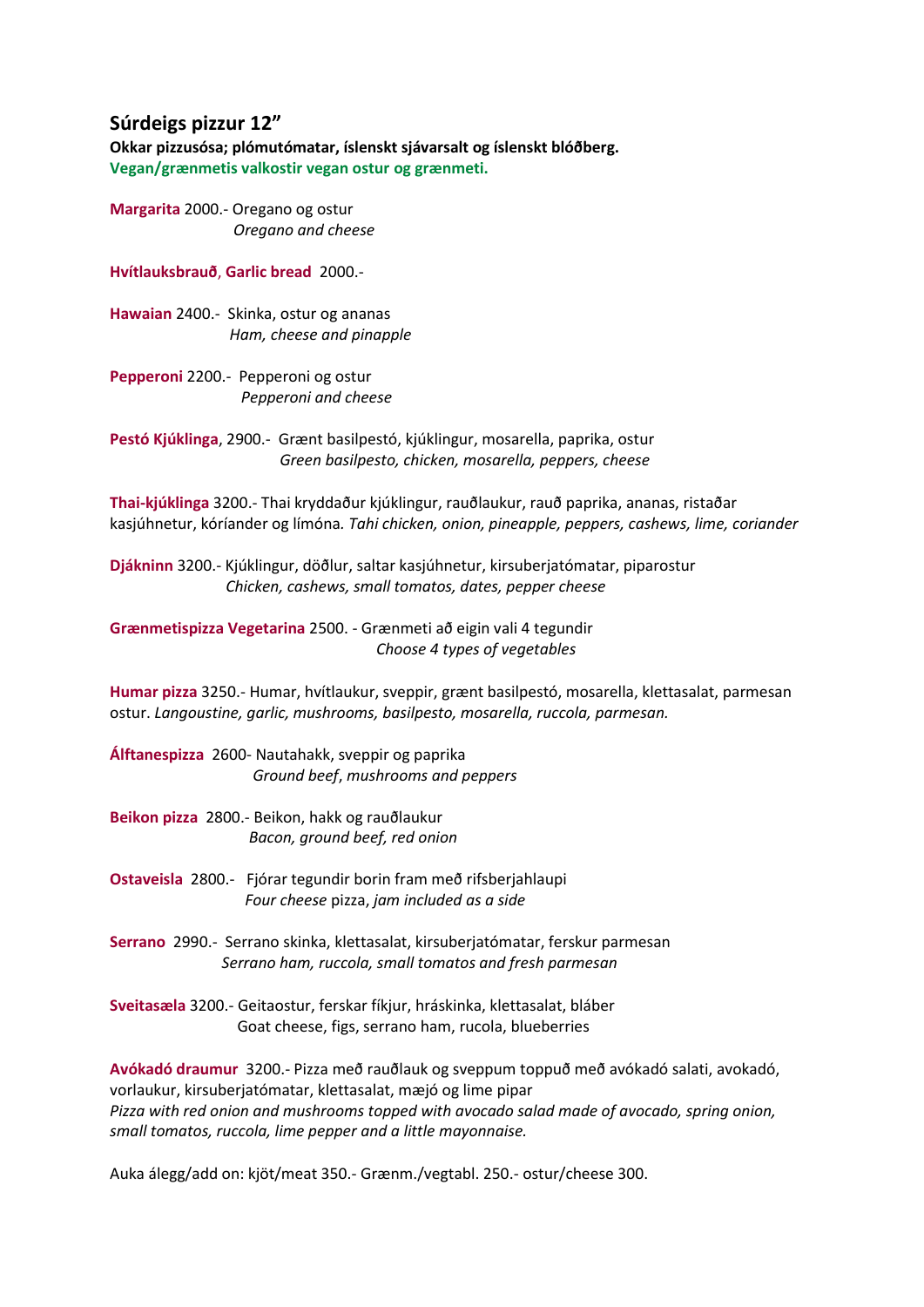## Súrdeigs pizzur 12”

**Okkar pizzusósa; plómutómatar, íslenskt sjávarsalt og íslenskt blóðberg.**
**Vegan/grænmetis valkostir vegan ostur og grænmeti.**

**Margarita** 2000.- Oregano og ostur
*Oregano and cheese*

**Hvítlauksbrauð, Garlic bread** 2000.-

**Hawaian** 2400.- Skinka, ostur og ananas
*Ham, cheese and pinapple*

**Pepperoni** 2200.- Pepperoni og ostur
*Pepperoni and cheese*

**Pestó Kjúklinga**, 2900.- Grænt basilpestó, kjúklingur, mosarella, paprika, ostur
*Green basilpesto, chicken, mosarella, peppers, cheese*

**Thai-kjúklinga** 3200.- Thai kryddaður kjúklingur, rauðlaukur, rauð paprika, ananas, ristaðar kasjúhnetur, kóríander og límóna. *Tahi chicken, onion, pineapple, peppers, cashews, lime, coriander*

**Djákninn** 3200.- Kjúklingur, döðlur, saltar kasjúhnetur, kirsuberjatómatar, piparostur
*Chicken, cashews, small tomatos, dates, pepper cheese*

**Grænmetispizza Vegetarina** 2500. - Grænmeti að eigin vali 4 tegundir
*Choose 4 types of vegetables*

**Humar pizza** 3250.- Humar, hvítlaukur, sveppir, grænt basilpestó, mosarella, klettasalat, parmesan ostur. *Langoustine, garlic, mushrooms, basilpesto, mosarella, ruccola, parmesan.*

**Álftanespizza** 2600- Nautahakk, sveppir og paprika
*Ground beef, mushrooms and peppers*

**Beikon pizza** 2800.- Beikon, hakk og rauðlaukur
*Bacon, ground beef, red onion*

**Ostaveisla** 2800.- Fjórar tegundir borin fram með rifsberjahlaupi
*Four cheese* pizza, *jam included as a side*

**Serrano** 2990.- Serrano skinka, klettasalat, kirsuberjatómatar, ferskur parmesan
*Serrano ham, ruccola, small tomatos and fresh parmesan*

**Sveitasæla** 3200.- Geitaostur, ferskar fíkjur, hráskinka, klettasalat, bláber
Goat cheese, figs, serrano ham, rucola, blueberries

**Avókadó draumur** 3200.- Pizza með rauðlauk og sveppum toppuð með avókadó salati, avokadó, vorlaukur, kirsuberjatómatar, klettasalat, mæjó og lime pipar
*Pizza with red onion and mushrooms topped with avocado salad made of avocado, spring onion, small tomatos, ruccola, lime pepper and a little mayonnaise.*

Auka álegg/add on: kjöt/meat 350.- Grænm./vegtabl. 250.- ostur/cheese 300.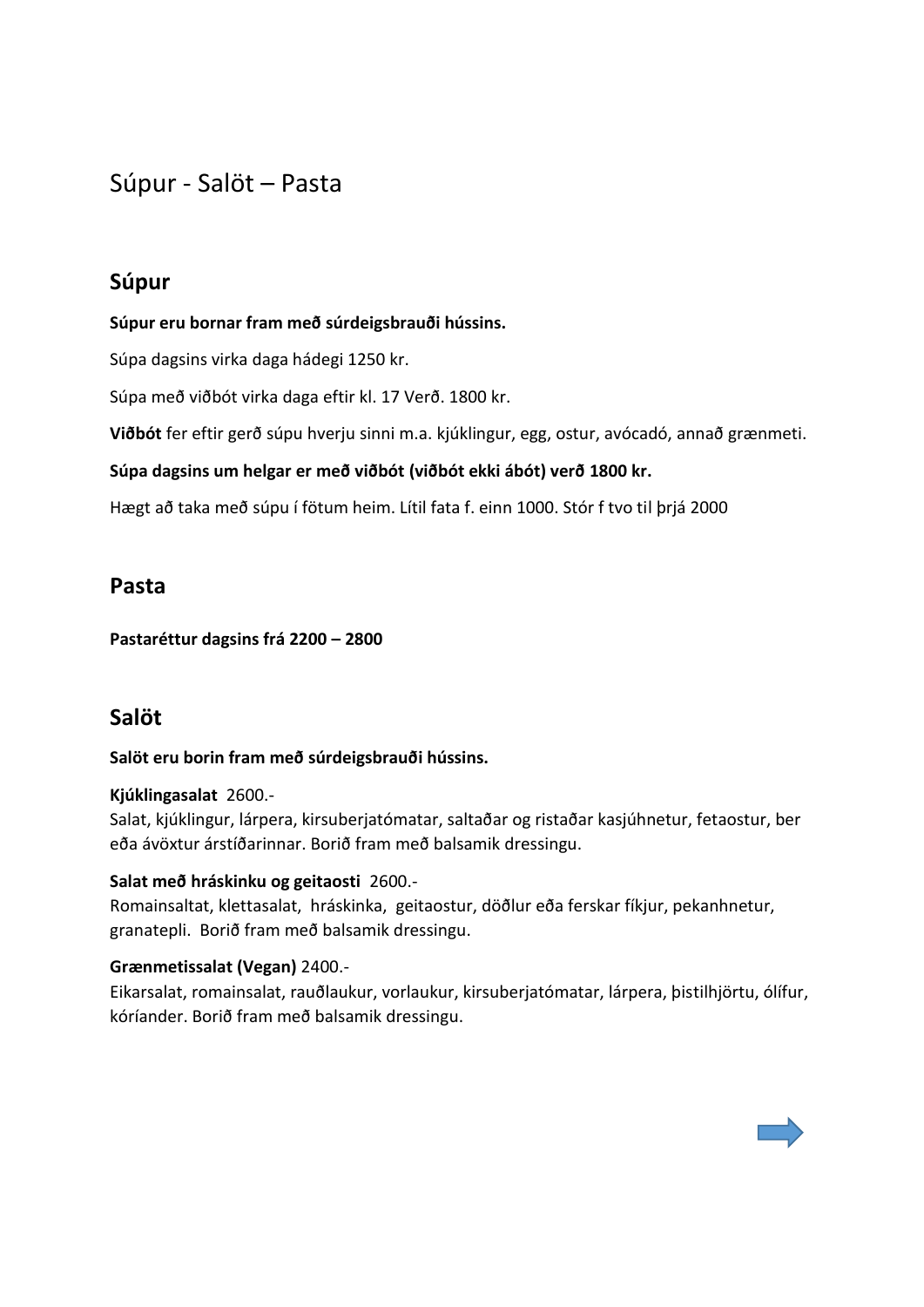# Súpur - Salöt – Pasta

## Súpur

**Súpur eru bornar fram með súrdeigsbrauði hússins.**

Súpa dagsins virka daga hádegi 1250 kr.

Súpa með viðbót virka daga eftir kl. 17 Verð. 1800 kr.

**Viðbót** fer eftir gerð súpu hverju sinni m.a. kjúklingur, egg, ostur, avócadó, annað grænmeti.

**Súpa dagsins um helgar er með viðbót (viðbót ekki ábót) verð 1800 kr.**

Hægt að taka með súpu í fötum heim. Lítil fata f. einn 1000. Stór f tvo til þrjá 2000

## Pasta

**Pastaréttur dagsins frá 2200 – 2800**

## Salöt

**Salöt eru borin fram með súrdeigsbrauði hússins.**

**Kjúklingasalat** 2600.-
Salat, kjúklingur, lárpera, kirsuberjatómatar, saltaðar og ristaðar kasjúhnetur, fetaostur, ber eða ávöxtur árstíðarinnar. Borið fram með balsamik dressingu.

**Salat með hráskinku og geitaosti** 2600.-
Romainsaltat, klettasalat, hráskinka, geitaostur, döðlur eða ferskar fíkjur, pekanhnetur, granatepli. Borið fram með balsamik dressingu.

**Grænmetissalat (Vegan)** 2400.-
Eikarsalat, romainsalat, rauðlaukur, vorlaukur, kirsuberjatómatar, lárpera, þistilhjörtu, ólífur, kóríander. Borið fram með balsamik dressingu.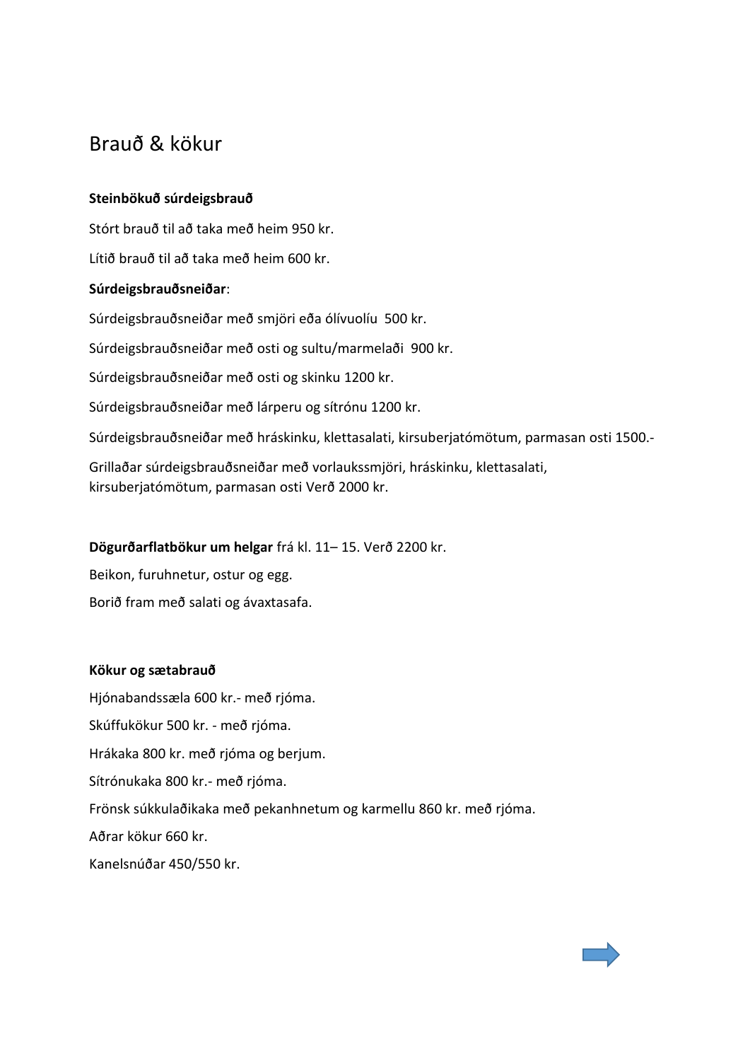# Brauð & kökur

**Steinbökuð súrdeigsbrauð**

Stórt brauð til að taka með heim 950 kr.

Lítið brauð til að taka með heim 600 kr.

**Súrdeigsbrauðsneiðar**:

Súrdeigsbrauðsneiðar með smjöri eða ólívuolíu 500 kr.

Súrdeigsbrauðsneiðar með osti og sultu/marmelaði 900 kr.

Súrdeigsbrauðsneiðar með osti og skinku 1200 kr.

Súrdeigsbrauðsneiðar með lárperu og sítrónu 1200 kr.

Súrdeigsbrauðsneiðar með hráskinku, klettasalati, kirsuberjatómötum, parmasan osti 1500.-

Grillaðar súrdeigsbrauðsneiðar með vorlaukssmjöri, hráskinku, klettasalati, kirsuberjatómötum, parmasan osti Verð 2000 kr.

**Dögurðarflatbökur um helgar** frá kl. 11– 15. Verð 2200 kr.

Beikon, furuhnetur, ostur og egg.

Borið fram með salati og ávaxtasafa.

**Kökur og sætabrauð**

Hjónabandssæla 600 kr.- með rjóma.

Skúffukökur 500 kr. - með rjóma.

Hrákaka 800 kr. með rjóma og berjum.

Sítrónukaka 800 kr.- með rjóma.

Frönsk súkkulaðikaka með pekanhnetum og karmellu 860 kr. með rjóma.

Aðrar kökur 660 kr.

Kanelsnúðar 450/550 kr.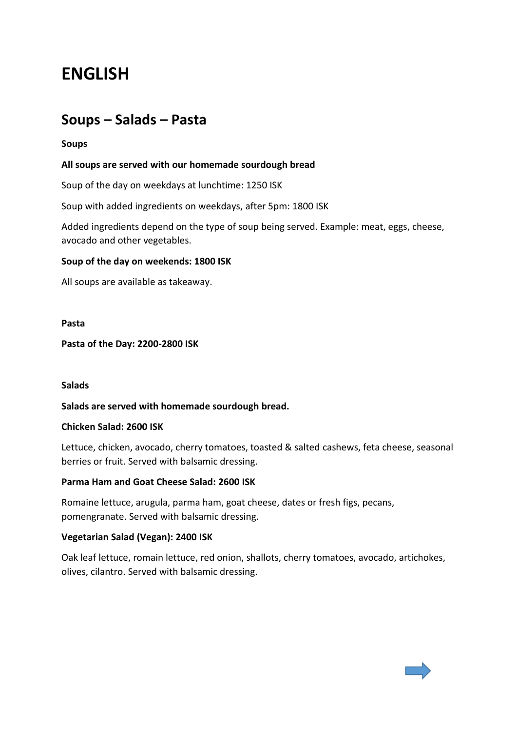# ENGLISH

## Soups – Salads – Pasta

**Soups**

**All soups are served with our homemade sourdough bread**

Soup of the day on weekdays at lunchtime: 1250 ISK

Soup with added ingredients on weekdays, after 5pm: 1800 ISK

Added ingredients depend on the type of soup being served. Example: meat, eggs, cheese, avocado and other vegetables.

**Soup of the day on weekends: 1800 ISK**

All soups are available as takeaway.

**Pasta**

**Pasta of the Day: 2200-2800 ISK**

**Salads**

**Salads are served with homemade sourdough bread.**

**Chicken Salad: 2600 ISK**

Lettuce, chicken, avocado, cherry tomatoes, toasted & salted cashews, feta cheese, seasonal berries or fruit. Served with balsamic dressing.

**Parma Ham and Goat Cheese Salad: 2600 ISK**

Romaine lettuce, arugula, parma ham, goat cheese, dates or fresh figs, pecans, pomengranate. Served with balsamic dressing.

**Vegetarian Salad (Vegan): 2400 ISK**

Oak leaf lettuce, romain lettuce, red onion, shallots, cherry tomatoes, avocado, artichokes, olives, cilantro. Served with balsamic dressing.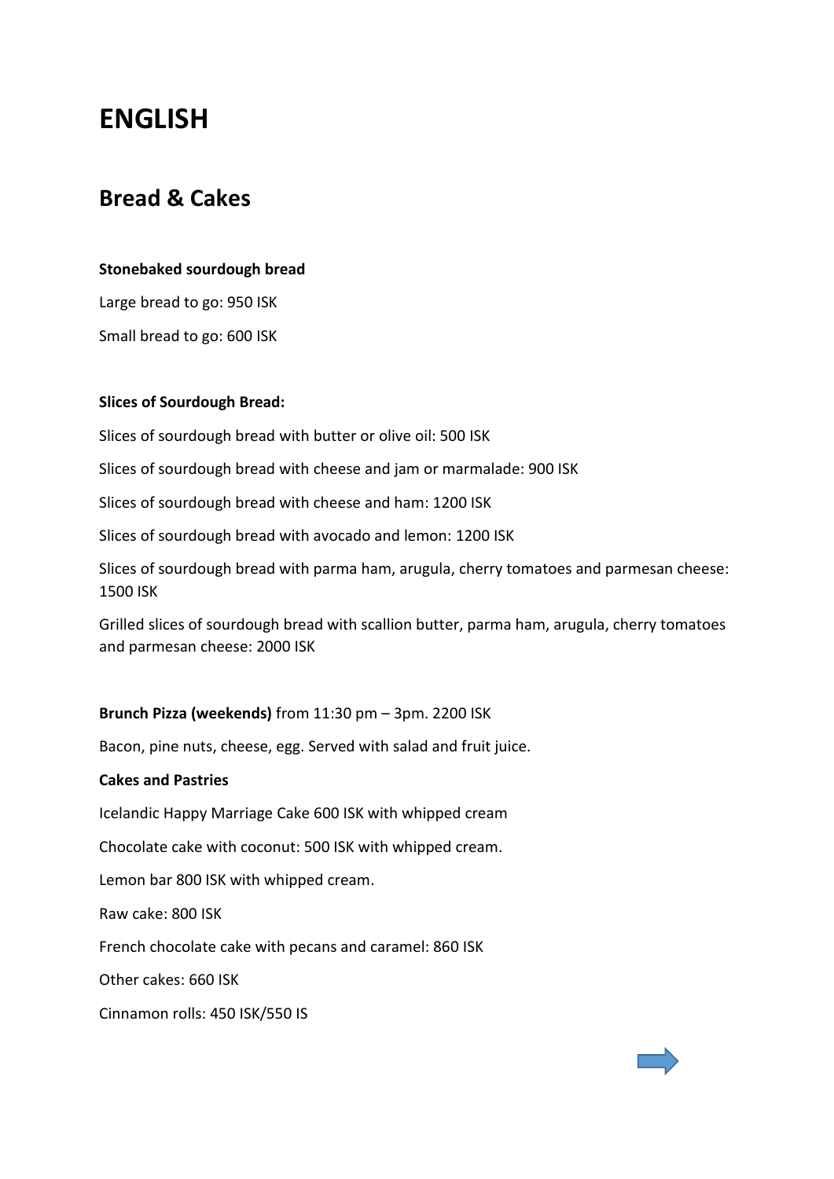# ENGLISH

## Bread & Cakes

**Stonebaked sourdough bread**

Large bread to go: 950 ISK

Small bread to go: 600 ISK

**Slices of Sourdough Bread:**

Slices of sourdough bread with butter or olive oil: 500 ISK

Slices of sourdough bread with cheese and jam or marmalade: 900 ISK

Slices of sourdough bread with cheese and ham: 1200 ISK

Slices of sourdough bread with avocado and lemon: 1200 ISK

Slices of sourdough bread with parma ham, arugula, cherry tomatoes and parmesan cheese: 1500 ISK

Grilled slices of sourdough bread with scallion butter, parma ham, arugula, cherry tomatoes and parmesan cheese: 2000 ISK

**Brunch Pizza (weekends)** from 11:30 pm – 3pm. 2200 ISK

Bacon, pine nuts, cheese, egg. Served with salad and fruit juice.

**Cakes and Pastries**

Icelandic Happy Marriage Cake 600 ISK with whipped cream

Chocolate cake with coconut: 500 ISK with whipped cream.

Lemon bar 800 ISK with whipped cream.

Raw cake: 800 ISK

French chocolate cake with pecans and caramel: 860 ISK

Other cakes: 660 ISK

Cinnamon rolls: 450 ISK/550 IS